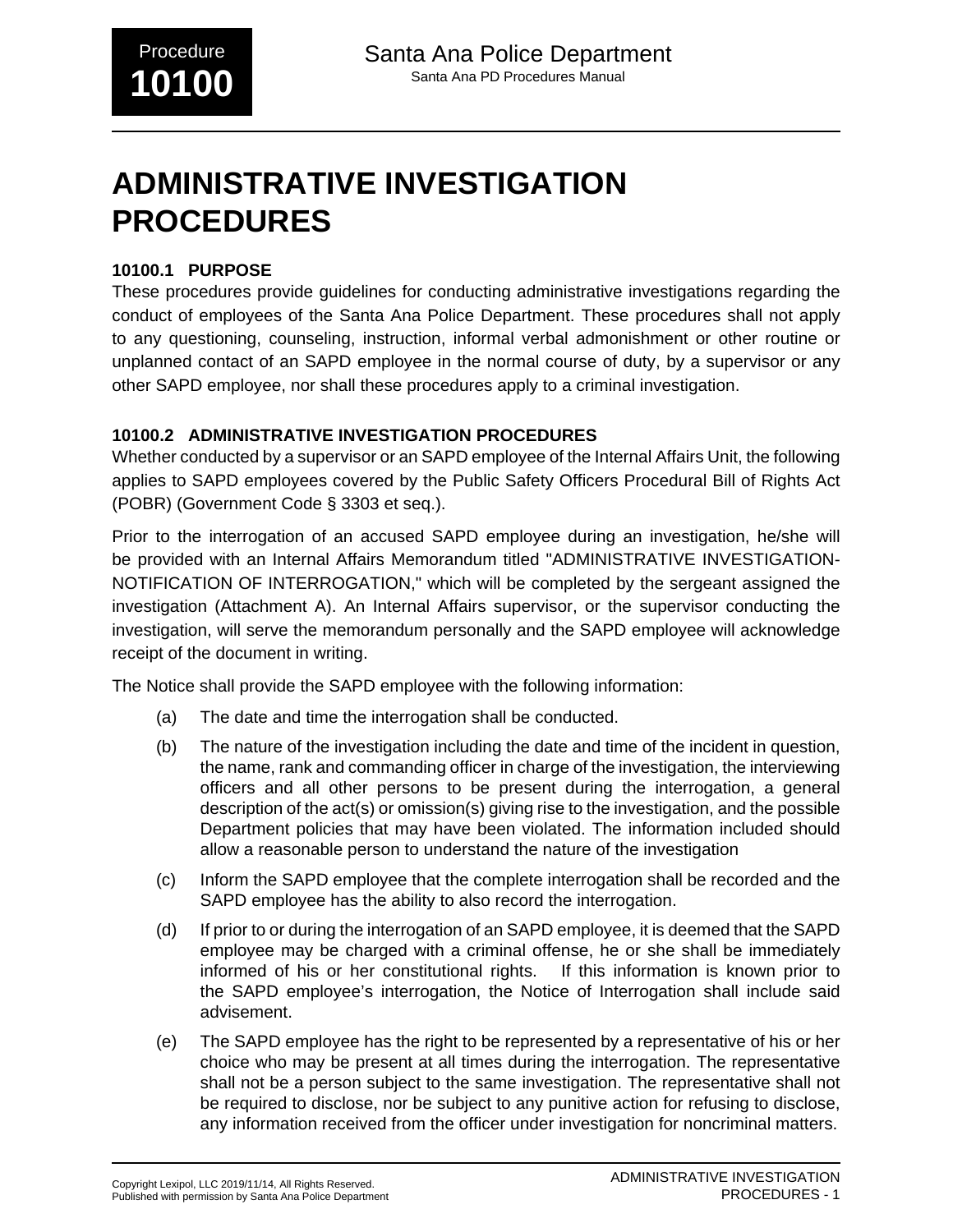# ADMINISTRATIVE INVESTIGATION PROCEDURES

## 10100.1 PURPOSE

These procedures provide guidelines for conducting administrative investigations regarding the conduct of employees of the Santa Ana Police Department. These procedures shall not apply to any questioning, counseling, instruction, informal verbal admonishment or other routine or unplanned contact of an SAPD employee in the normal course of duty, by a supervisor or any other SAPD employee, nor shall these procedures apply to a criminal investigation.

## 10100.2 ADMINISTRATIVE INVESTIGATION PROCEDURES

Whether conducted by a supervisor or an SAPD employee of the Internal Affairs Unit, the following applies to SAPD employees covered by the Public Safety Officers Procedural Bill of Rights Act (POBR) (Government Code § 3303 et seq.).

Prior to the interrogation of an accused SAPD employee during an investigation, he/she will be provided with an Internal Affairs Memorandum titled "ADMINISTRATIVE INVESTIGATION-NOTIFICATION OF INTERROGATION," which will be completed by the sergeant assigned the investigation (Attachment A). An Internal Affairs supervisor, or the supervisor conducting the investigation, will serve the memorandum personally and the SAPD employee will acknowledge receipt of the document in writing.

The Notice shall provide the SAPD employee with the following information:

(a) The date and time the interrogation shall be conducted.

(b) The nature of the investigation including the date and time of the incident in question, the name, rank and commanding officer in charge of the investigation, the interviewing officers and all other persons to be present during the interrogation, a general description of the act(s) or omission(s) giving rise to the investigation, and the possible Department policies that may have been violated. The information included should allow a reasonable person to understand the nature of the investigation

(c) Inform the SAPD employee that the complete interrogation shall be recorded and the SAPD employee has the ability to also record the interrogation.

(d) If prior to or during the interrogation of an SAPD employee, it is deemed that the SAPD employee may be charged with a criminal offense, he or she shall be immediately informed of his or her constitutional rights. If this information is known prior to the SAPD employee's interrogation, the Notice of Interrogation shall include said advisement.

(e) The SAPD employee has the right to be represented by a representative of his or her choice who may be present at all times during the interrogation. The representative shall not be a person subject to the same investigation. The representative shall not be required to disclose, nor be subject to any punitive action for refusing to disclose, any information received from the officer under investigation for noncriminal matters.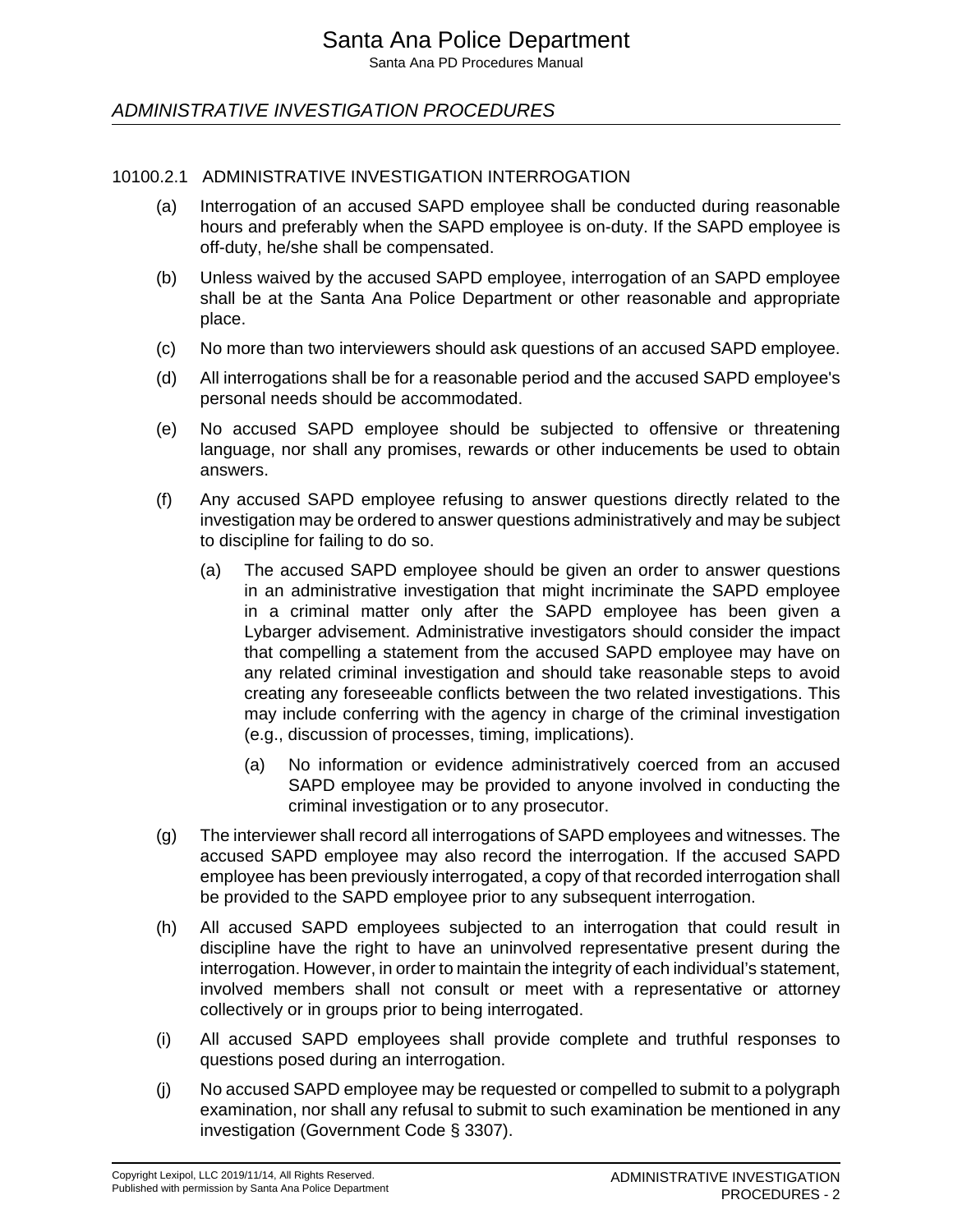## 10100.2.1 ADMINISTRATIVE INVESTIGATION INTERROGATION

(a) Interrogation of an accused SAPD employee shall be conducted during reasonable hours and preferably when the SAPD employee is on-duty. If the SAPD employee is off-duty, he/she shall be compensated.

(b) Unless waived by the accused SAPD employee, interrogation of an SAPD employee shall be at the Santa Ana Police Department or other reasonable and appropriate place.

(c) No more than two interviewers should ask questions of an accused SAPD employee.

(d) All interrogations shall be for a reasonable period and the accused SAPD employee's personal needs should be accommodated.

(e) No accused SAPD employee should be subjected to offensive or threatening language, nor shall any promises, rewards or other inducements be used to obtain answers.

(f) Any accused SAPD employee refusing to answer questions directly related to the investigation may be ordered to answer questions administratively and may be subject to discipline for failing to do so.

   (a) The accused SAPD employee should be given an order to answer questions in an administrative investigation that might incriminate the SAPD employee in a criminal matter only after the SAPD employee has been given a Lybarger advisement. Administrative investigators should consider the impact that compelling a statement from the accused SAPD employee may have on any related criminal investigation and should take reasonable steps to avoid creating any foreseeable conflicts between the two related investigations. This may include conferring with the agency in charge of the criminal investigation (e.g., discussion of processes, timing, implications).

      (a) No information or evidence administratively coerced from an accused SAPD employee may be provided to anyone involved in conducting the criminal investigation or to any prosecutor.

(g) The interviewer shall record all interrogations of SAPD employees and witnesses. The accused SAPD employee may also record the interrogation. If the accused SAPD employee has been previously interrogated, a copy of that recorded interrogation shall be provided to the SAPD employee prior to any subsequent interrogation.

(h) All accused SAPD employees subjected to an interrogation that could result in discipline have the right to have an uninvolved representative present during the interrogation. However, in order to maintain the integrity of each individual's statement, involved members shall not consult or meet with a representative or attorney collectively or in groups prior to being interrogated.

(i) All accused SAPD employees shall provide complete and truthful responses to questions posed during an interrogation.

(j) No accused SAPD employee may be requested or compelled to submit to a polygraph examination, nor shall any refusal to submit to such examination be mentioned in any investigation (Government Code § 3307).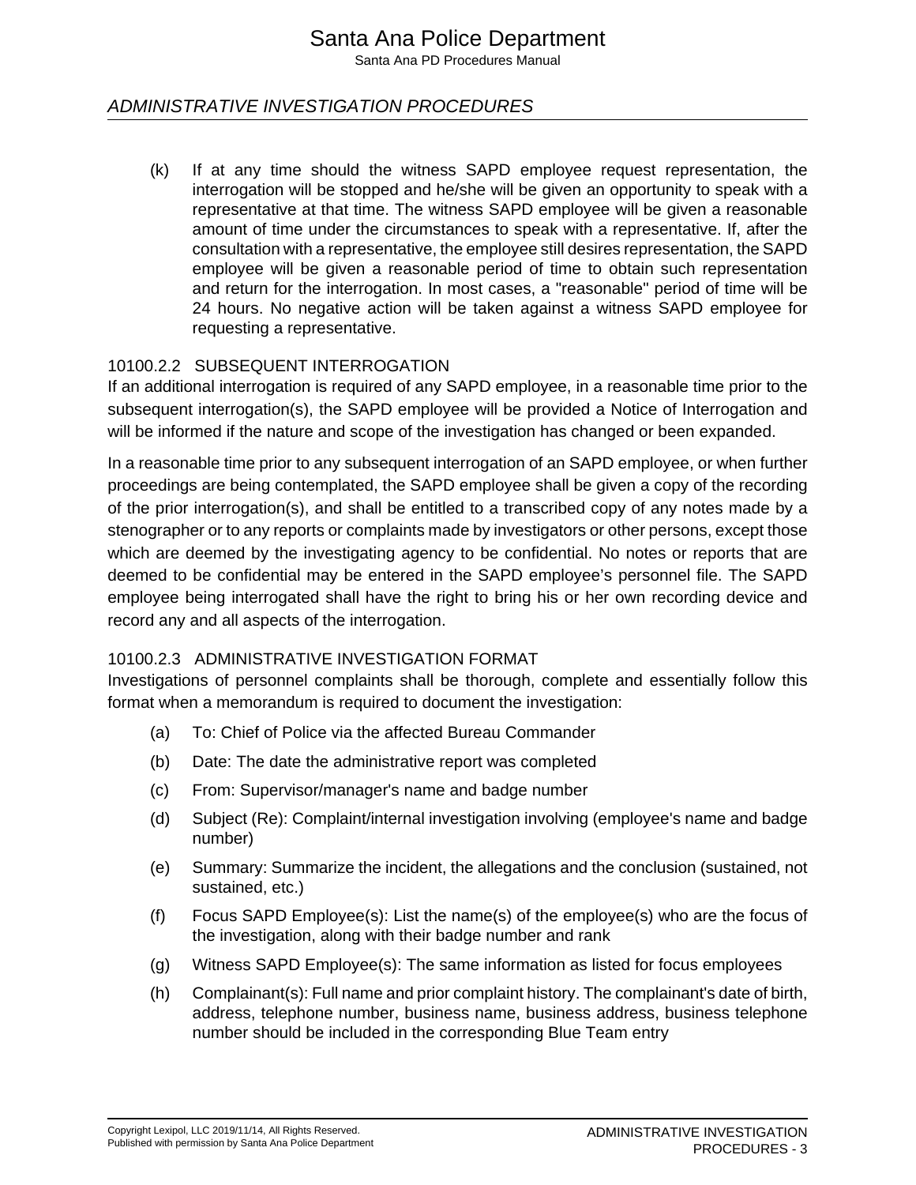(k) If at any time should the witness SAPD employee request representation, the interrogation will be stopped and he/she will be given an opportunity to speak with a representative at that time. The witness SAPD employee will be given a reasonable amount of time under the circumstances to speak with a representative. If, after the consultation with a representative, the employee still desires representation, the SAPD employee will be given a reasonable period of time to obtain such representation and return for the interrogation. In most cases, a "reasonable" period of time will be 24 hours. No negative action will be taken against a witness SAPD employee for requesting a representative.

### 10100.2.2 SUBSEQUENT INTERROGATION

If an additional interrogation is required of any SAPD employee, in a reasonable time prior to the subsequent interrogation(s), the SAPD employee will be provided a Notice of Interrogation and will be informed if the nature and scope of the investigation has changed or been expanded.

In a reasonable time prior to any subsequent interrogation of an SAPD employee, or when further proceedings are being contemplated, the SAPD employee shall be given a copy of the recording of the prior interrogation(s), and shall be entitled to a transcribed copy of any notes made by a stenographer or to any reports or complaints made by investigators or other persons, except those which are deemed by the investigating agency to be confidential. No notes or reports that are deemed to be confidential may be entered in the SAPD employee's personnel file. The SAPD employee being interrogated shall have the right to bring his or her own recording device and record any and all aspects of the interrogation.

### 10100.2.3 ADMINISTRATIVE INVESTIGATION FORMAT

Investigations of personnel complaints shall be thorough, complete and essentially follow this format when a memorandum is required to document the investigation:

(a) To: Chief of Police via the affected Bureau Commander

(b) Date: The date the administrative report was completed

(c) From: Supervisor/manager's name and badge number

(d) Subject (Re): Complaint/internal investigation involving (employee's name and badge number)

(e) Summary: Summarize the incident, the allegations and the conclusion (sustained, not sustained, etc.)

(f) Focus SAPD Employee(s): List the name(s) of the employee(s) who are the focus of the investigation, along with their badge number and rank

(g) Witness SAPD Employee(s): The same information as listed for focus employees

(h) Complainant(s): Full name and prior complaint history. The complainant's date of birth, address, telephone number, business name, business address, business telephone number should be included in the corresponding Blue Team entry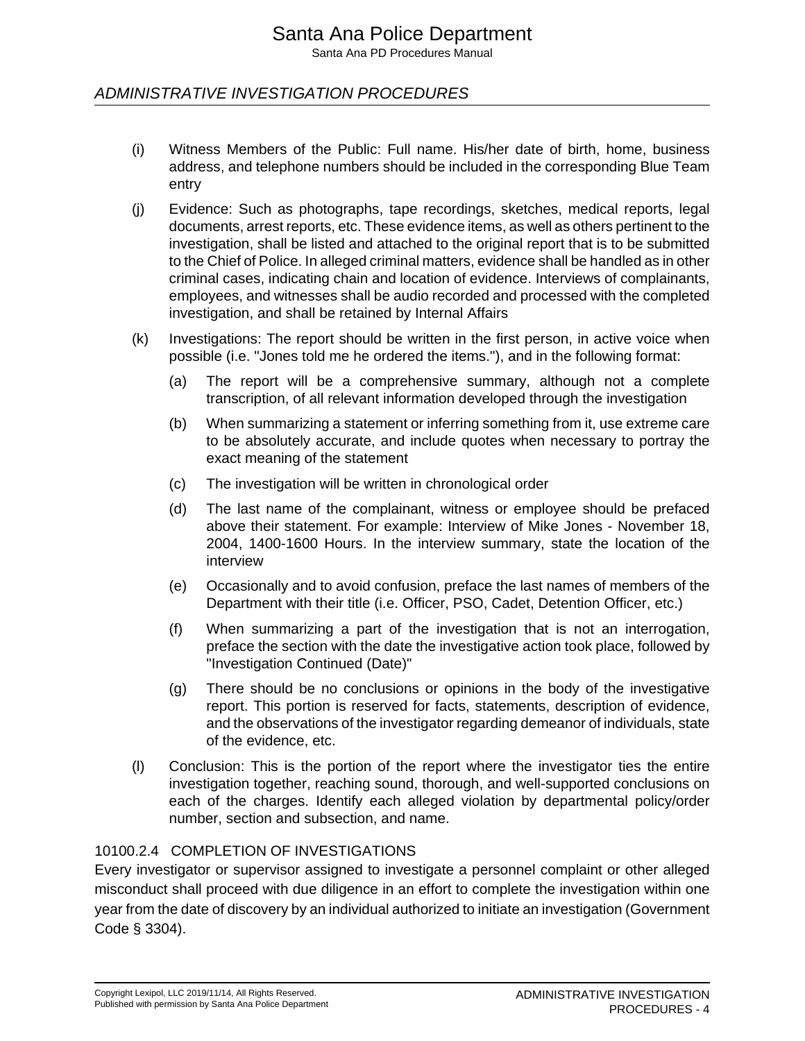(i) Witness Members of the Public: Full name. His/her date of birth, home, business address, and telephone numbers should be included in the corresponding Blue Team entry

(j) Evidence: Such as photographs, tape recordings, sketches, medical reports, legal documents, arrest reports, etc. These evidence items, as well as others pertinent to the investigation, shall be listed and attached to the original report that is to be submitted to the Chief of Police. In alleged criminal matters, evidence shall be handled as in other criminal cases, indicating chain and location of evidence. Interviews of complainants, employees, and witnesses shall be audio recorded and processed with the completed investigation, and shall be retained by Internal Affairs

(k) Investigations: The report should be written in the first person, in active voice when possible (i.e. "Jones told me he ordered the items."), and in the following format:

   (a) The report will be a comprehensive summary, although not a complete transcription, of all relevant information developed through the investigation

   (b) When summarizing a statement or inferring something from it, use extreme care to be absolutely accurate, and include quotes when necessary to portray the exact meaning of the statement

   (c) The investigation will be written in chronological order

   (d) The last name of the complainant, witness or employee should be prefaced above their statement. For example: Interview of Mike Jones - November 18, 2004, 1400-1600 Hours. In the interview summary, state the location of the interview

   (e) Occasionally and to avoid confusion, preface the last names of members of the Department with their title (i.e. Officer, PSO, Cadet, Detention Officer, etc.)

   (f) When summarizing a part of the investigation that is not an interrogation, preface the section with the date the investigative action took place, followed by "Investigation Continued (Date)"

   (g) There should be no conclusions or opinions in the body of the investigative report. This portion is reserved for facts, statements, description of evidence, and the observations of the investigator regarding demeanor of individuals, state of the evidence, etc.

(l) Conclusion: This is the portion of the report where the investigator ties the entire investigation together, reaching sound, thorough, and well-supported conclusions on each of the charges. Identify each alleged violation by departmental policy/order number, section and subsection, and name.

### 10100.2.4 COMPLETION OF INVESTIGATIONS

Every investigator or supervisor assigned to investigate a personnel complaint or other alleged misconduct shall proceed with due diligence in an effort to complete the investigation within one year from the date of discovery by an individual authorized to initiate an investigation (Government Code § 3304).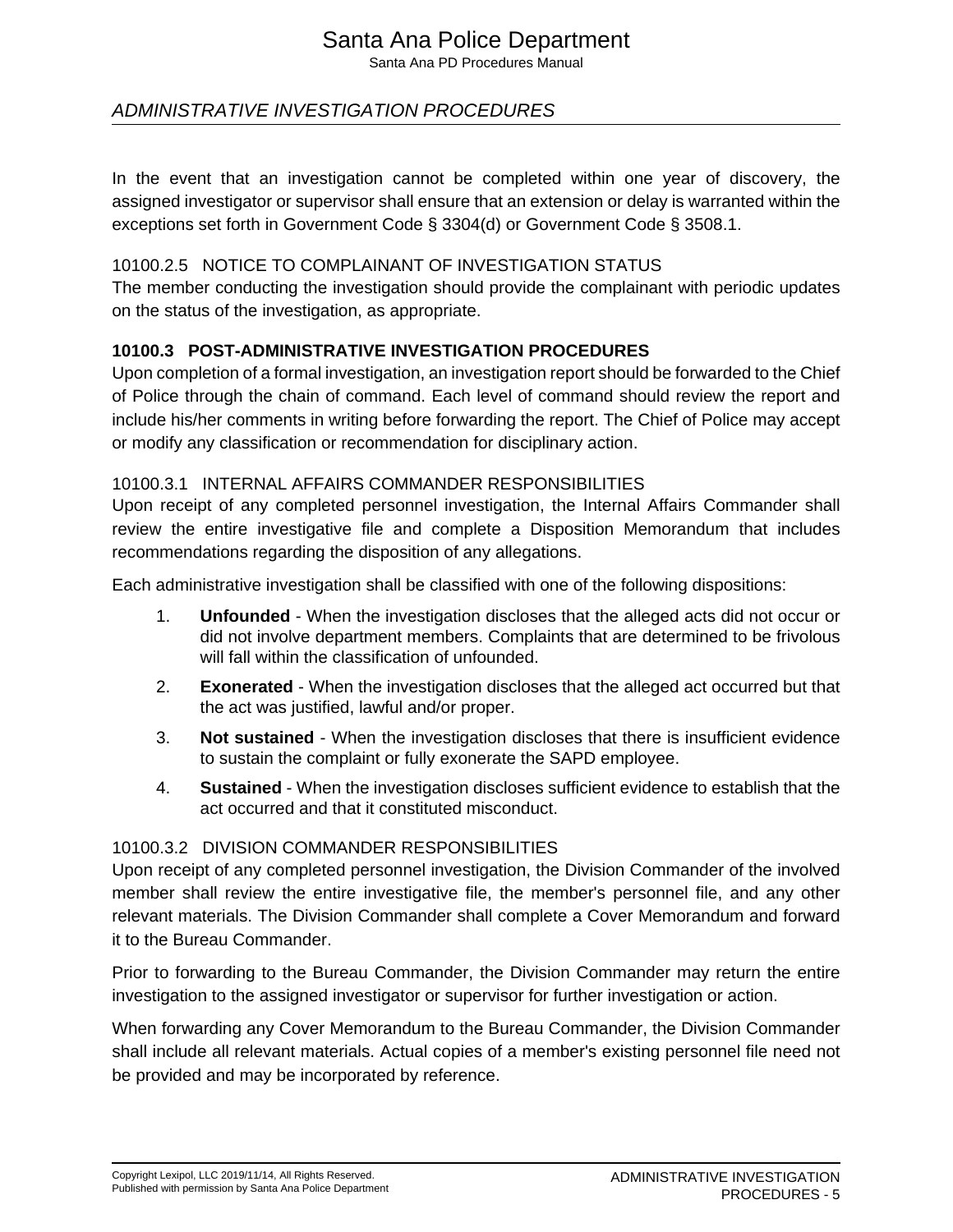In the event that an investigation cannot be completed within one year of discovery, the assigned investigator or supervisor shall ensure that an extension or delay is warranted within the exceptions set forth in Government Code § 3304(d) or Government Code § 3508.1.

#### 10100.2.5 NOTICE TO COMPLAINANT OF INVESTIGATION STATUS

The member conducting the investigation should provide the complainant with periodic updates on the status of the investigation, as appropriate.

### 10100.3 POST-ADMINISTRATIVE INVESTIGATION PROCEDURES

Upon completion of a formal investigation, an investigation report should be forwarded to the Chief of Police through the chain of command. Each level of command should review the report and include his/her comments in writing before forwarding the report. The Chief of Police may accept or modify any classification or recommendation for disciplinary action.

#### 10100.3.1 INTERNAL AFFAIRS COMMANDER RESPONSIBILITIES

Upon receipt of any completed personnel investigation, the Internal Affairs Commander shall review the entire investigative file and complete a Disposition Memorandum that includes recommendations regarding the disposition of any allegations.

Each administrative investigation shall be classified with one of the following dispositions:

1. **Unfounded** - When the investigation discloses that the alleged acts did not occur or did not involve department members. Complaints that are determined to be frivolous will fall within the classification of unfounded.
2. **Exonerated** - When the investigation discloses that the alleged act occurred but that the act was justified, lawful and/or proper.
3. **Not sustained** - When the investigation discloses that there is insufficient evidence to sustain the complaint or fully exonerate the SAPD employee.
4. **Sustained** - When the investigation discloses sufficient evidence to establish that the act occurred and that it constituted misconduct.

#### 10100.3.2 DIVISION COMMANDER RESPONSIBILITIES

Upon receipt of any completed personnel investigation, the Division Commander of the involved member shall review the entire investigative file, the member's personnel file, and any other relevant materials. The Division Commander shall complete a Cover Memorandum and forward it to the Bureau Commander.

Prior to forwarding to the Bureau Commander, the Division Commander may return the entire investigation to the assigned investigator or supervisor for further investigation or action.

When forwarding any Cover Memorandum to the Bureau Commander, the Division Commander shall include all relevant materials. Actual copies of a member's existing personnel file need not be provided and may be incorporated by reference.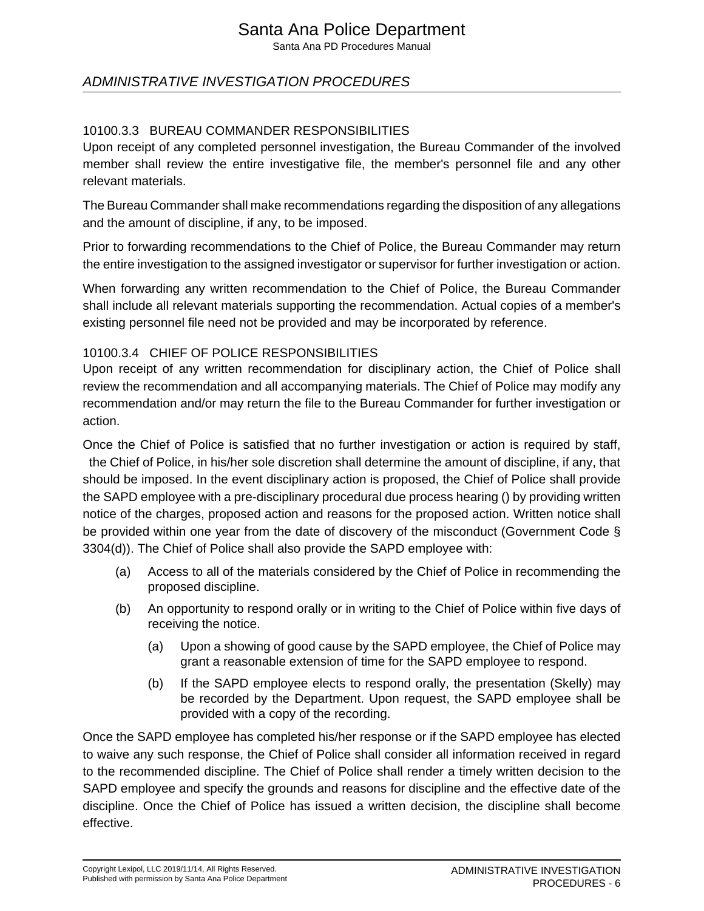### 10100.3.3 BUREAU COMMANDER RESPONSIBILITIES

Upon receipt of any completed personnel investigation, the Bureau Commander of the involved member shall review the entire investigative file, the member's personnel file and any other relevant materials.

The Bureau Commander shall make recommendations regarding the disposition of any allegations and the amount of discipline, if any, to be imposed.

Prior to forwarding recommendations to the Chief of Police, the Bureau Commander may return the entire investigation to the assigned investigator or supervisor for further investigation or action.

When forwarding any written recommendation to the Chief of Police, the Bureau Commander shall include all relevant materials supporting the recommendation. Actual copies of a member's existing personnel file need not be provided and may be incorporated by reference.

### 10100.3.4 CHIEF OF POLICE RESPONSIBILITIES

Upon receipt of any written recommendation for disciplinary action, the Chief of Police shall review the recommendation and all accompanying materials. The Chief of Police may modify any recommendation and/or may return the file to the Bureau Commander for further investigation or action.

Once the Chief of Police is satisfied that no further investigation or action is required by staff, the Chief of Police, in his/her sole discretion shall determine the amount of discipline, if any, that should be imposed. In the event disciplinary action is proposed, the Chief of Police shall provide the SAPD employee with a pre-disciplinary procedural due process hearing () by providing written notice of the charges, proposed action and reasons for the proposed action. Written notice shall be provided within one year from the date of discovery of the misconduct (Government Code § 3304(d)). The Chief of Police shall also provide the SAPD employee with:

(a) Access to all of the materials considered by the Chief of Police in recommending the proposed discipline.

(b) An opportunity to respond orally or in writing to the Chief of Police within five days of receiving the notice.

    (a) Upon a showing of good cause by the SAPD employee, the Chief of Police may grant a reasonable extension of time for the SAPD employee to respond.

    (b) If the SAPD employee elects to respond orally, the presentation (Skelly) may be recorded by the Department. Upon request, the SAPD employee shall be provided with a copy of the recording.

Once the SAPD employee has completed his/her response or if the SAPD employee has elected to waive any such response, the Chief of Police shall consider all information received in regard to the recommended discipline. The Chief of Police shall render a timely written decision to the SAPD employee and specify the grounds and reasons for discipline and the effective date of the discipline. Once the Chief of Police has issued a written decision, the discipline shall become effective.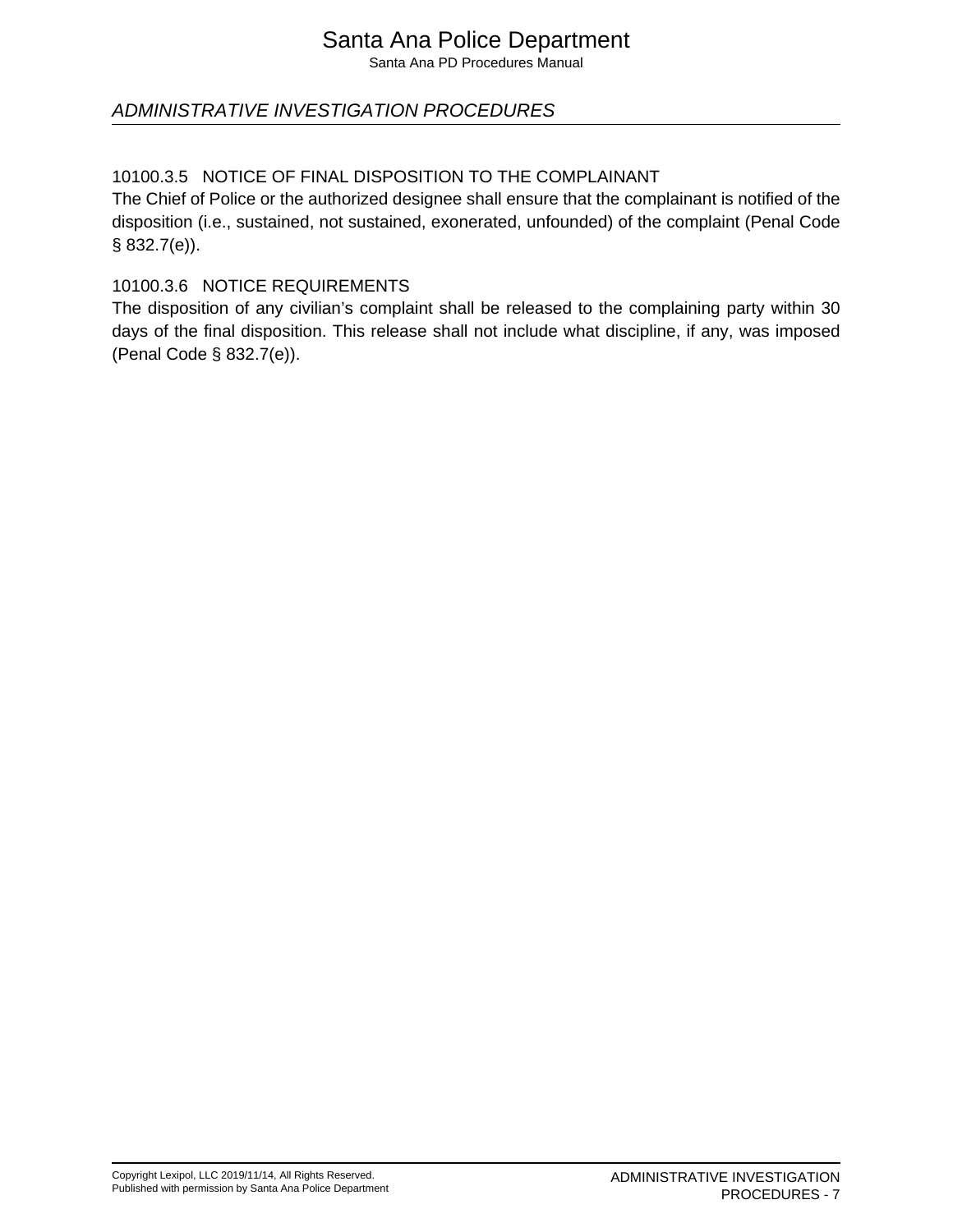#### 10100.3.5 NOTICE OF FINAL DISPOSITION TO THE COMPLAINANT

The Chief of Police or the authorized designee shall ensure that the complainant is notified of the disposition (i.e., sustained, not sustained, exonerated, unfounded) of the complaint (Penal Code § 832.7(e)).

#### 10100.3.6 NOTICE REQUIREMENTS

The disposition of any civilian's complaint shall be released to the complaining party within 30 days of the final disposition. This release shall not include what discipline, if any, was imposed (Penal Code § 832.7(e)).